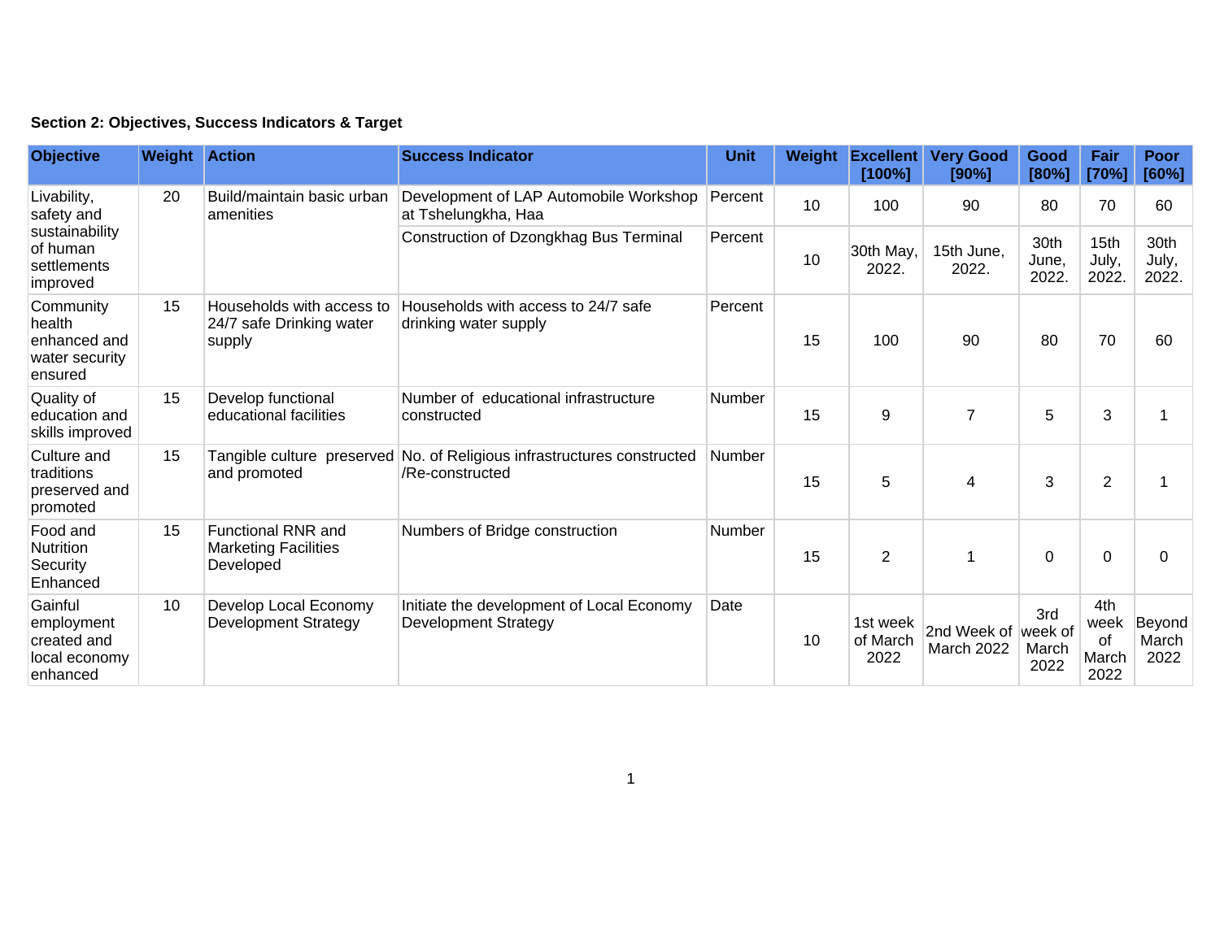**Section 2: Objectives, Success Indicators & Target**

| Objective | Weight | Action | Success Indicator | Unit | Weight | Excellent [100%] | Very Good [90%] | Good [80%] | Fair [70%] | Poor [60%] |
|---|---|---|---|---|---|---|---|---|---|---|
| Livability, safety and sustainability of human settlements improved | 20 | Build/maintain basic urban amenities | Development of LAP Automobile Workshop at Tshelungkha, Haa | Percent | 10 | 100 | 90 | 80 | 70 | 60 |
| | | | Construction of Dzongkhag Bus Terminal | Percent | 10 | 30th May, 2022. | 15th June, 2022. | 30th June, 2022. | 15th July, 2022. | 30th July, 2022. |
| Community health enhanced and water security ensured | 15 | Households with access to 24/7 safe Drinking water supply | Households with access to 24/7 safe drinking water supply | Percent | 15 | 100 | 90 | 80 | 70 | 60 |
| Quality of education and skills improved | 15 | Develop functional educational facilities | Number of educational infrastructure constructed | Number | 15 | 9 | 7 | 5 | 3 | 1 |
| Culture and traditions preserved and promoted | 15 | Tangible culture preserved and promoted | No. of Religious infrastructures constructed /Re-constructed | Number | 15 | 5 | 4 | 3 | 2 | 1 |
| Food and Nutrition Security Enhanced | 15 | Functional RNR and Marketing Facilities Developed | Numbers of Bridge construction | Number | 15 | 2 | 1 | 0 | 0 | 0 |
| Gainful employment created and local economy enhanced | 10 | Develop Local Economy Development Strategy | Initiate the development of Local Economy Development Strategy | Date | 10 | 1st week of March 2022 | 2nd Week of March 2022 | 3rd week of March 2022 | 4th week of March 2022 | Beyond March 2022 |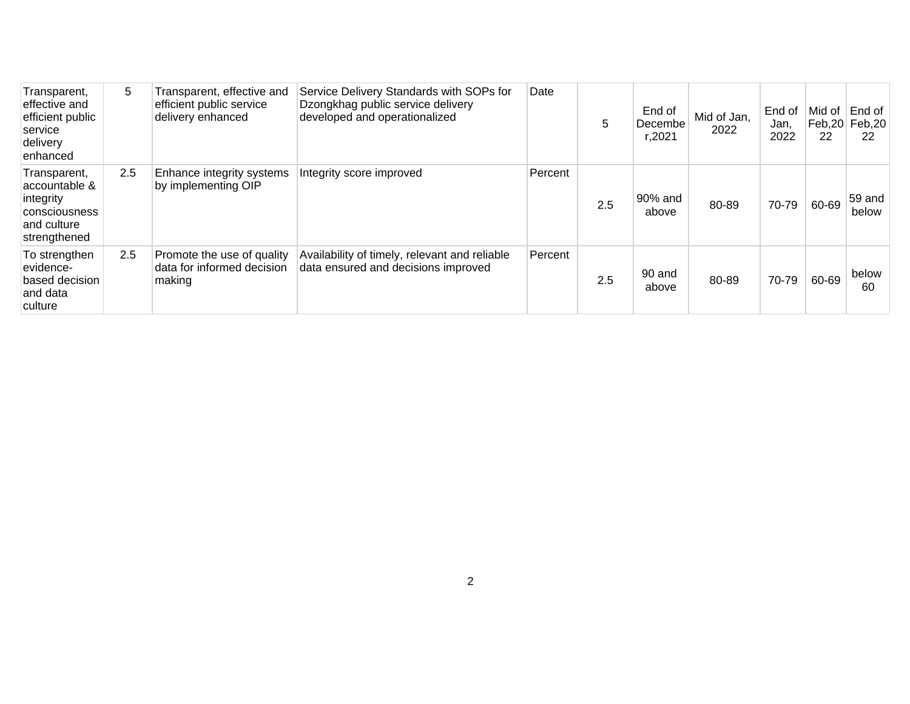| | | | | | | | | | | |
|---|---|---|---|---|---|---|---|---|---|---|
| Transparent, effective and efficient public service delivery enhanced | 5 | Transparent, effective and efficient public service delivery enhanced | Service Delivery Standards with SOPs for Dzongkhag public service delivery developed and operationalized | Date | 5 | End of December,2021 | Mid of Jan, 2022 | End of Jan, 2022 | Mid of Feb,2022 | End of Feb,2022 |
| Transparent, accountable & integrity consciousness and culture strengthened | 2.5 | Enhance integrity systems by implementing OIP | Integrity score improved | Percent | 2.5 | 90% and above | 80-89 | 70-79 | 60-69 | 59 and below |
| To strengthen evidence-based decision and data culture | 2.5 | Promote the use of quality data for informed decision making | Availability of timely, relevant and reliable data ensured and decisions improved | Percent | 2.5 | 90 and above | 80-89 | 70-79 | 60-69 | below 60 |